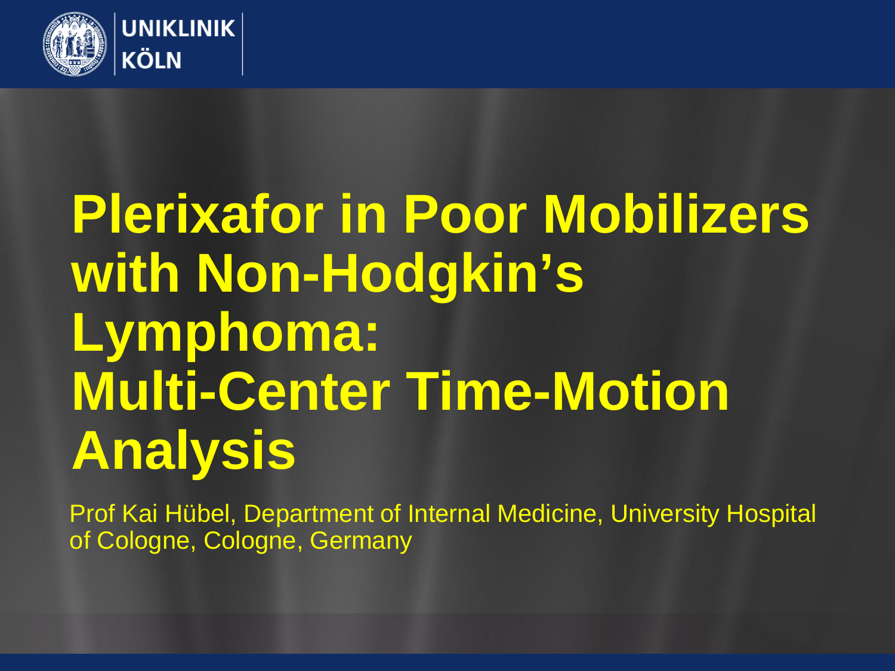UNIKLINIK KÖLN

# Plerixafor in Poor Mobilizers with Non-Hodgkin's Lymphoma: Multi-Center Time-Motion Analysis

Prof Kai Hübel, Department of Internal Medicine, University Hospital of Cologne, Cologne, Germany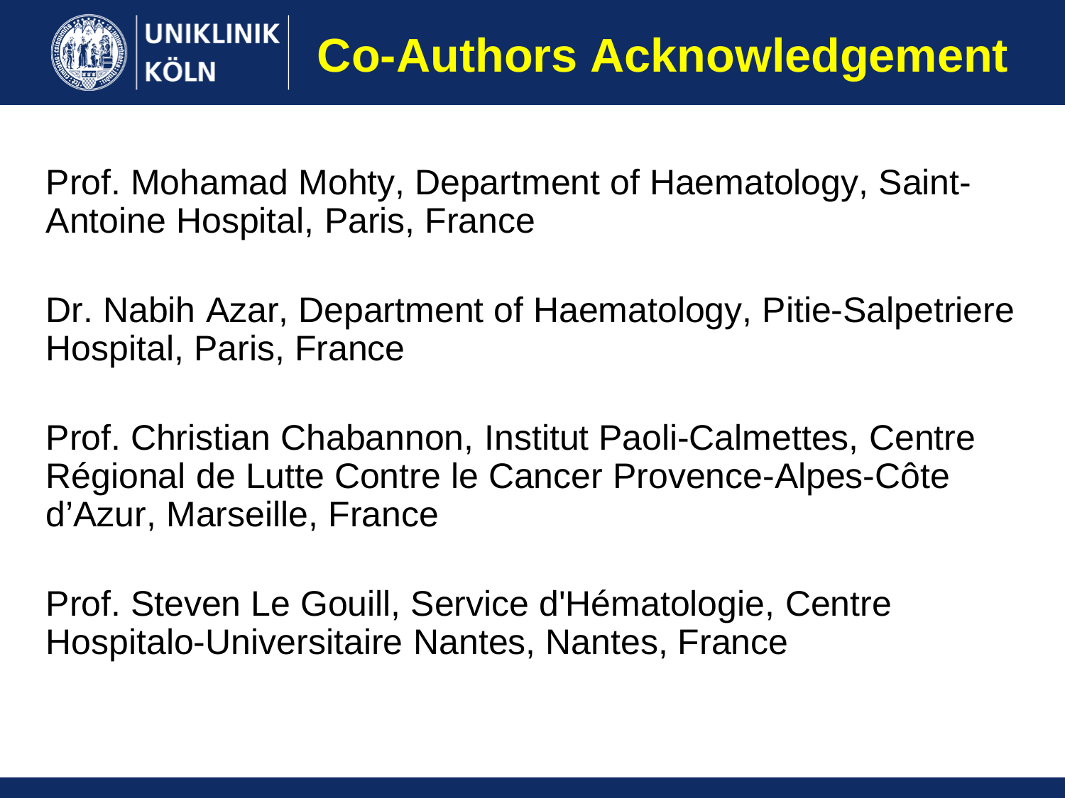# Co-Authors Acknowledgement

Prof. Mohamad Mohty, Department of Haematology, Saint-Antoine Hospital, Paris, France

Dr. Nabih Azar, Department of Haematology, Pitie-Salpetriere Hospital, Paris, France

Prof. Christian Chabannon, Institut Paoli-Calmettes, Centre Régional de Lutte Contre le Cancer Provence-Alpes-Côte d'Azur, Marseille, France

Prof. Steven Le Gouill, Service d'Hématologie, Centre Hospitalo-Universitaire Nantes, Nantes, France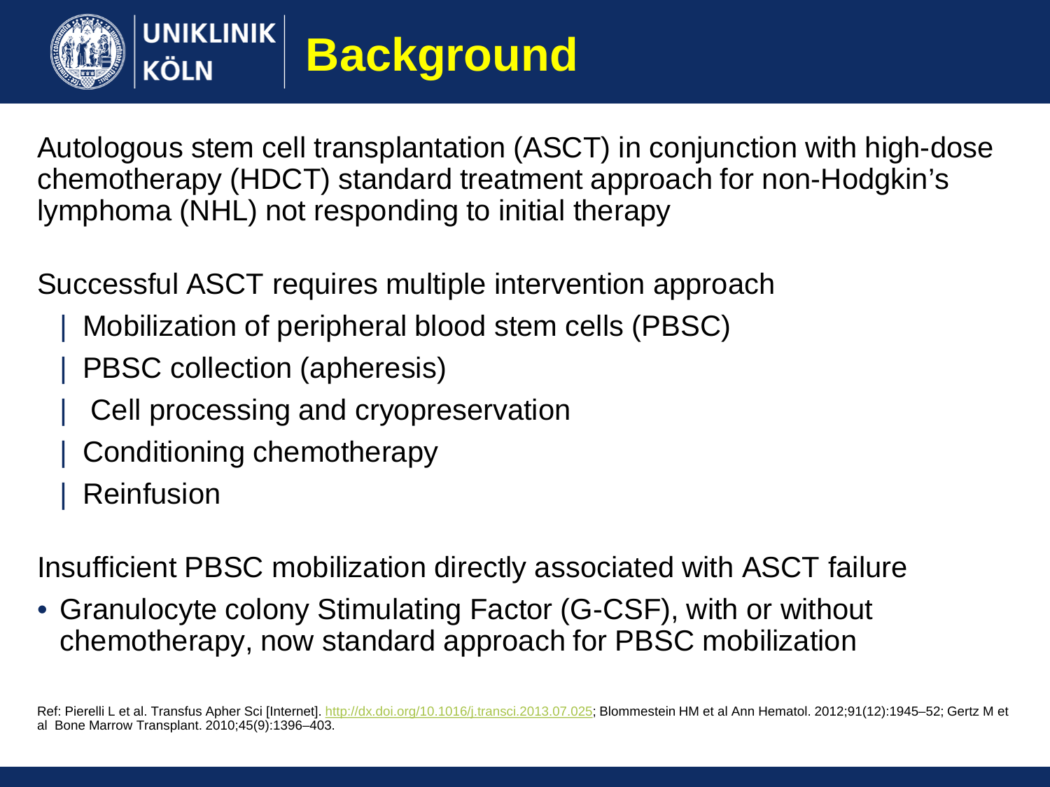# Background

Autologous stem cell transplantation (ASCT) in conjunction with high-dose chemotherapy (HDCT) standard treatment approach for non-Hodgkin's lymphoma (NHL) not responding to initial therapy

Successful ASCT requires multiple intervention approach

- Mobilization of peripheral blood stem cells (PBSC)
- PBSC collection (apheresis)
- Cell processing and cryopreservation
- Conditioning chemotherapy
- Reinfusion

Insufficient PBSC mobilization directly associated with ASCT failure

- Granulocyte colony Stimulating Factor (G-CSF), with or without chemotherapy, now standard approach for PBSC mobilization

Ref: Pierelli L et al. Transfus Apher Sci [Internet]. http://dx.doi.org/10.1016/j.transci.2013.07.025; Blommestein HM et al Ann Hematol. 2012;91(12):1945–52; Gertz M et al Bone Marrow Transplant. 2010;45(9):1396–403.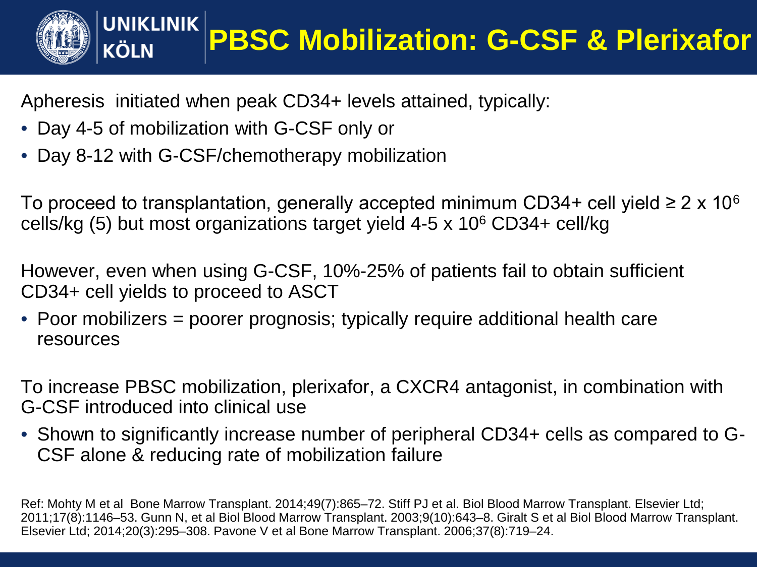# PBSC Mobilization: G-CSF & Plerixafor

Apheresis initiated when peak CD34+ levels attained, typically:

- Day 4-5 of mobilization with G-CSF only or
- Day 8-12 with G-CSF/chemotherapy mobilization

To proceed to transplantation, generally accepted minimum CD34+ cell yield ≥ 2 x $10^6$ cells/kg (5) but most organizations target yield 4-5 x $10^6$ CD34+ cell/kg

However, even when using G-CSF, 10%-25% of patients fail to obtain sufficient CD34+ cell yields to proceed to ASCT

- Poor mobilizers = poorer prognosis; typically require additional health care resources

To increase PBSC mobilization, plerixafor, a CXCR4 antagonist, in combination with G-CSF introduced into clinical use

- Shown to significantly increase number of peripheral CD34+ cells as compared to G-CSF alone & reducing rate of mobilization failure

Ref: Mohty M et al Bone Marrow Transplant. 2014;49(7):865–72. Stiff PJ et al. Biol Blood Marrow Transplant. Elsevier Ltd; 2011;17(8):1146–53. Gunn N, et al Biol Blood Marrow Transplant. 2003;9(10):643–8. Giralt S et al Biol Blood Marrow Transplant. Elsevier Ltd; 2014;20(3):295–308. Pavone V et al Bone Marrow Transplant. 2006;37(8):719–24.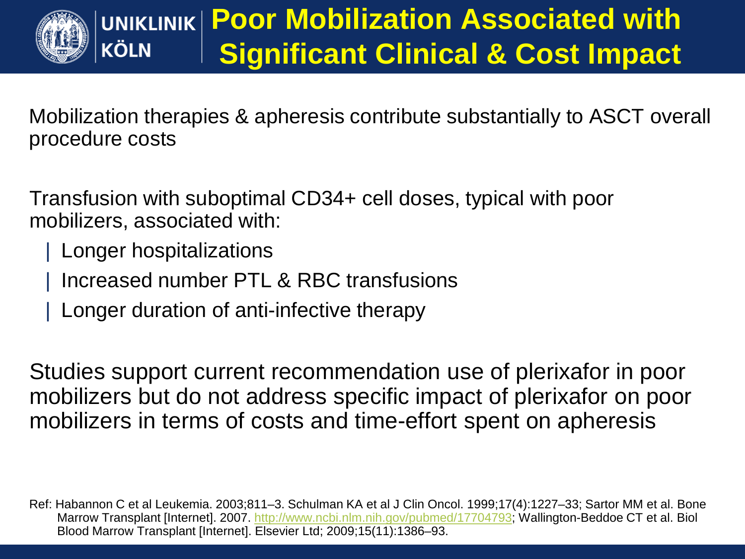# Poor Mobilization Associated with Significant Clinical & Cost Impact

Mobilization therapies & apheresis contribute substantially to ASCT overall procedure costs

Transfusion with suboptimal CD34+ cell doses, typical with poor mobilizers, associated with:

- Longer hospitalizations
- Increased number PTL & RBC transfusions
- Longer duration of anti-infective therapy

Studies support current recommendation use of plerixafor in poor mobilizers but do not address specific impact of plerixafor on poor mobilizers in terms of costs and time-effort spent on apheresis

Ref: Habannon C et al Leukemia. 2003;811–3. Schulman KA et al J Clin Oncol. 1999;17(4):1227–33; Sartor MM et al. Bone Marrow Transplant [Internet]. 2007. http://www.ncbi.nlm.nih.gov/pubmed/17704793; Wallington-Beddoe CT et al. Biol Blood Marrow Transplant [Internet]. Elsevier Ltd; 2009;15(11):1386–93.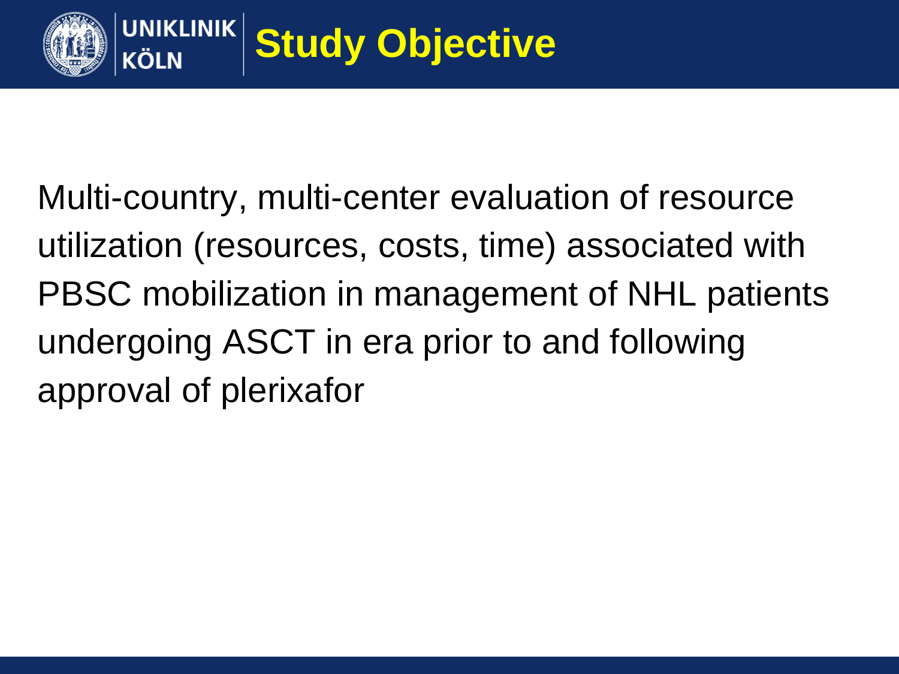# Study Objective

Multi-country, multi-center evaluation of resource utilization (resources, costs, time) associated with PBSC mobilization in management of NHL patients undergoing ASCT in era prior to and following approval of plerixafor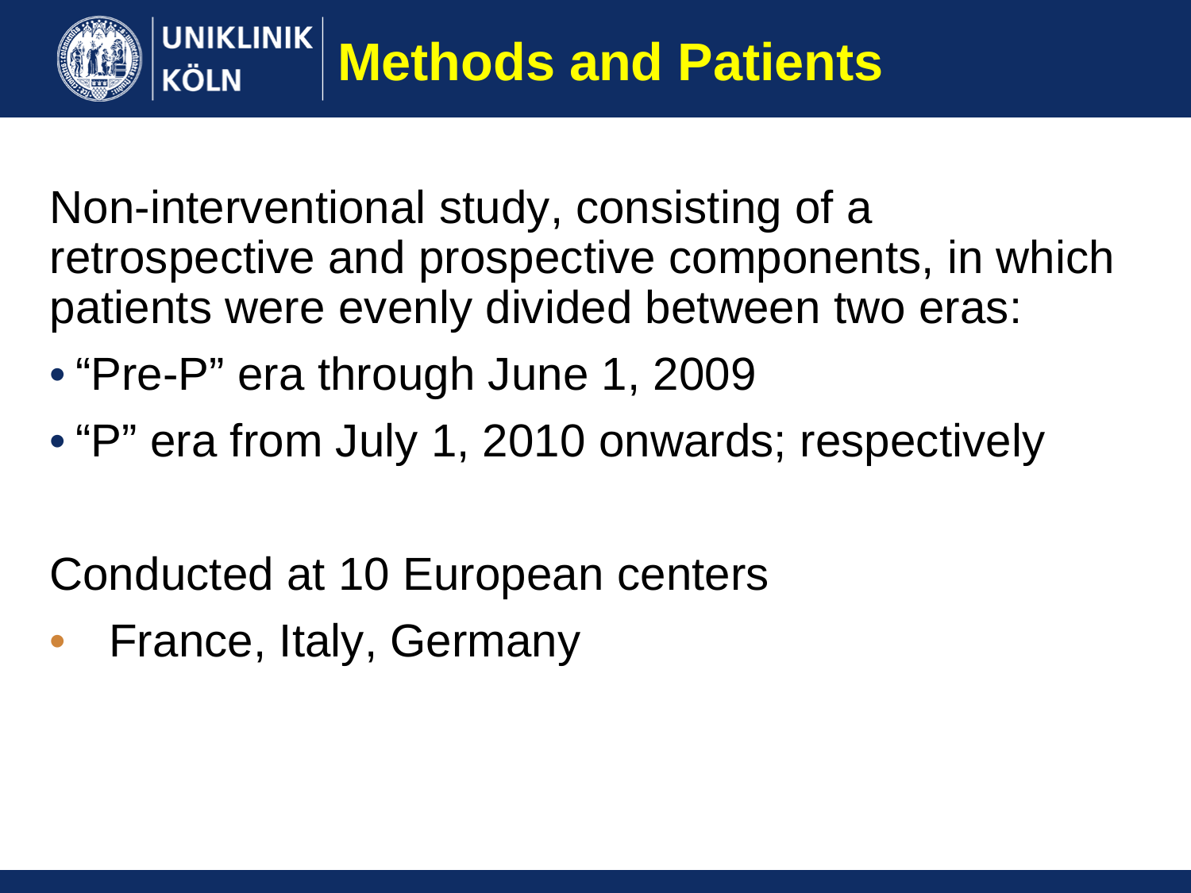# Methods and Patients

Non-interventional study, consisting of a retrospective and prospective components, in which patients were evenly divided between two eras:

- "Pre-P" era through June 1, 2009
- "P" era from July 1, 2010 onwards; respectively

Conducted at 10 European centers

- France, Italy, Germany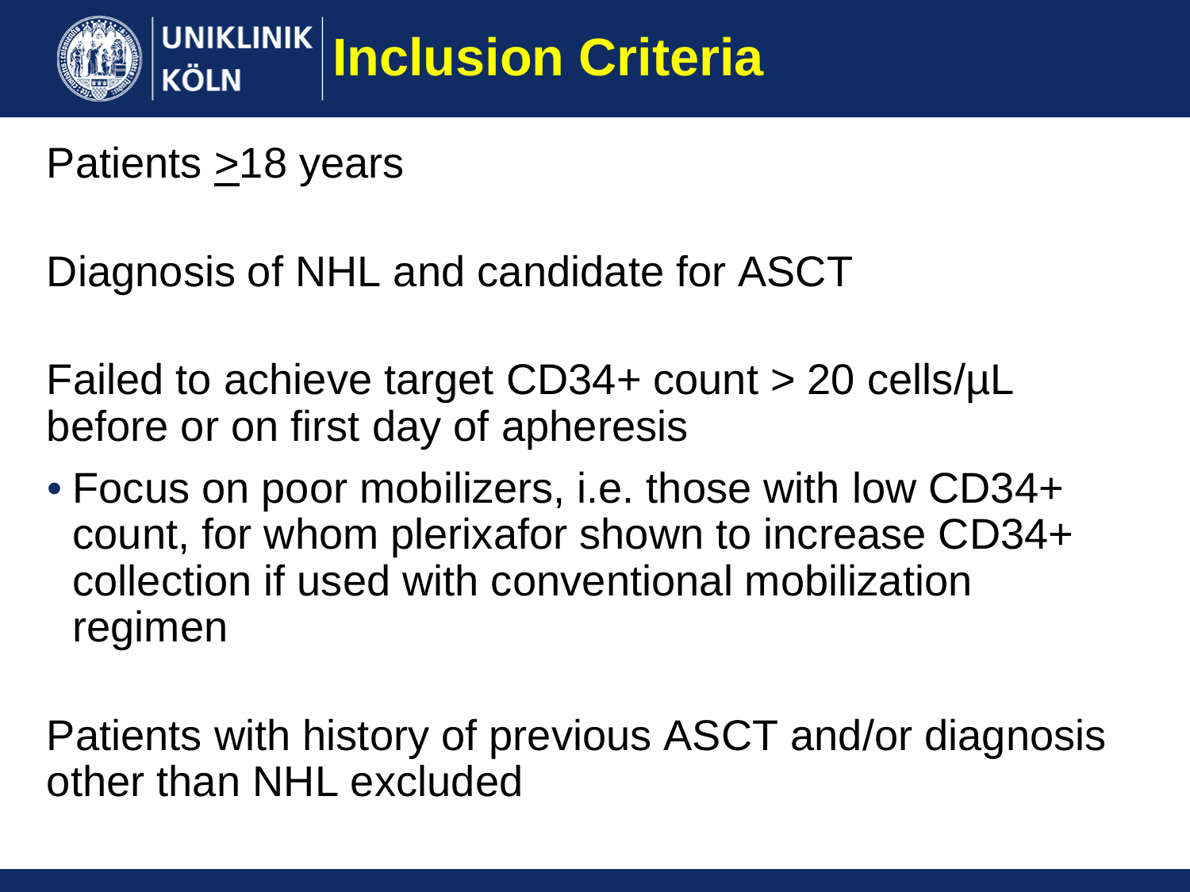# Inclusion Criteria

Patients ≥18 years

Diagnosis of NHL and candidate for ASCT

Failed to achieve target CD34+ count > 20 cells/µL before or on first day of apheresis

- Focus on poor mobilizers, i.e. those with low CD34+ count, for whom plerixafor shown to increase CD34+ collection if used with conventional mobilization regimen

Patients with history of previous ASCT and/or diagnosis other than NHL excluded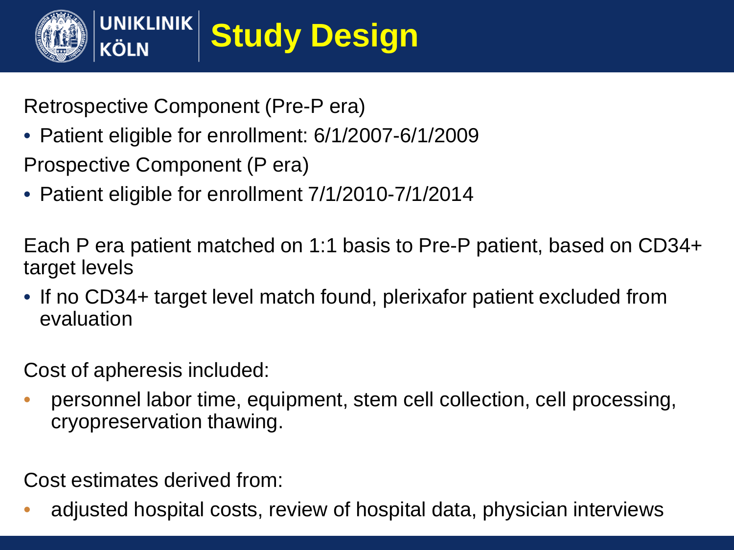# Study Design

Retrospective Component (Pre-P era)

- Patient eligible for enrollment: 6/1/2007-6/1/2009

Prospective Component (P era)

- Patient eligible for enrollment 7/1/2010-7/1/2014

Each P era patient matched on 1:1 basis to Pre-P patient, based on CD34+ target levels

- If no CD34+ target level match found, plerixafor patient excluded from evaluation

Cost of apheresis included:

- personnel labor time, equipment, stem cell collection, cell processing, cryopreservation thawing.

Cost estimates derived from:

- adjusted hospital costs, review of hospital data, physician interviews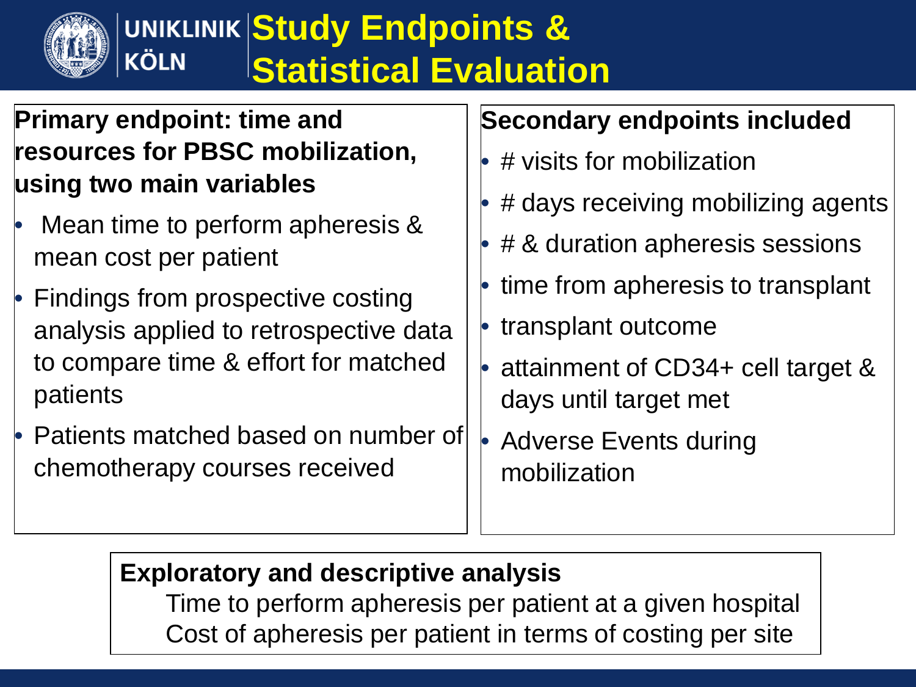# Study Endpoints & Statistical Evaluation

**Primary endpoint: time and resources for PBSC mobilization, using two main variables**

- Mean time to perform apheresis & mean cost per patient
- Findings from prospective costing analysis applied to retrospective data to compare time & effort for matched patients
- Patients matched based on number of chemotherapy courses received

**Secondary endpoints included**

- # visits for mobilization
- # days receiving mobilizing agents
- # & duration apheresis sessions
- time from apheresis to transplant
- transplant outcome
- attainment of CD34+ cell target & days until target met
- Adverse Events during mobilization

**Exploratory and descriptive analysis**

Time to perform apheresis per patient at a given hospital

Cost of apheresis per patient in terms of costing per site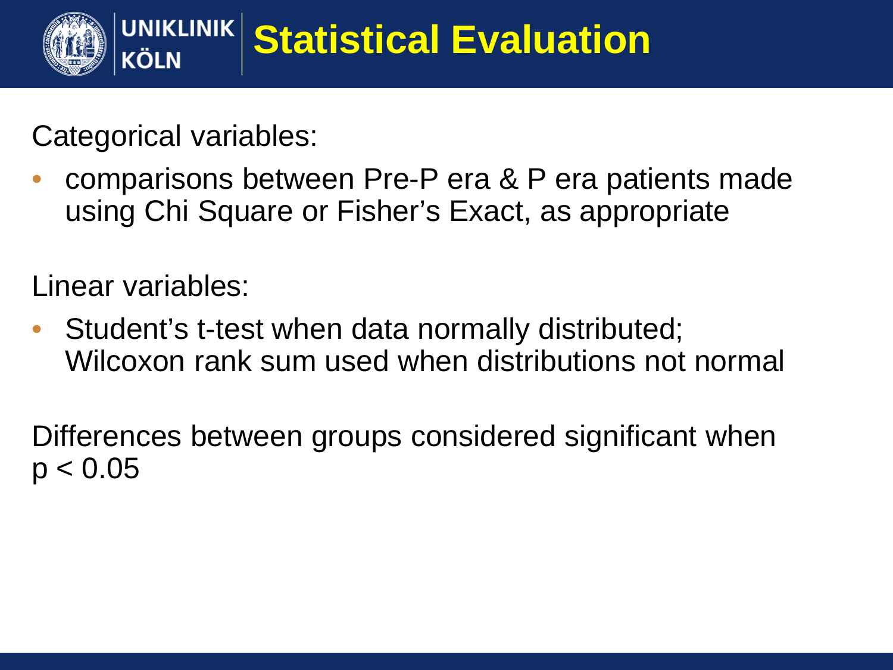# Statistical Evaluation

Categorical variables:

- comparisons between Pre-P era & P era patients made using Chi Square or Fisher's Exact, as appropriate

Linear variables:

- Student's t-test when data normally distributed; Wilcoxon rank sum used when distributions not normal

Differences between groups considered significant when $p < 0.05$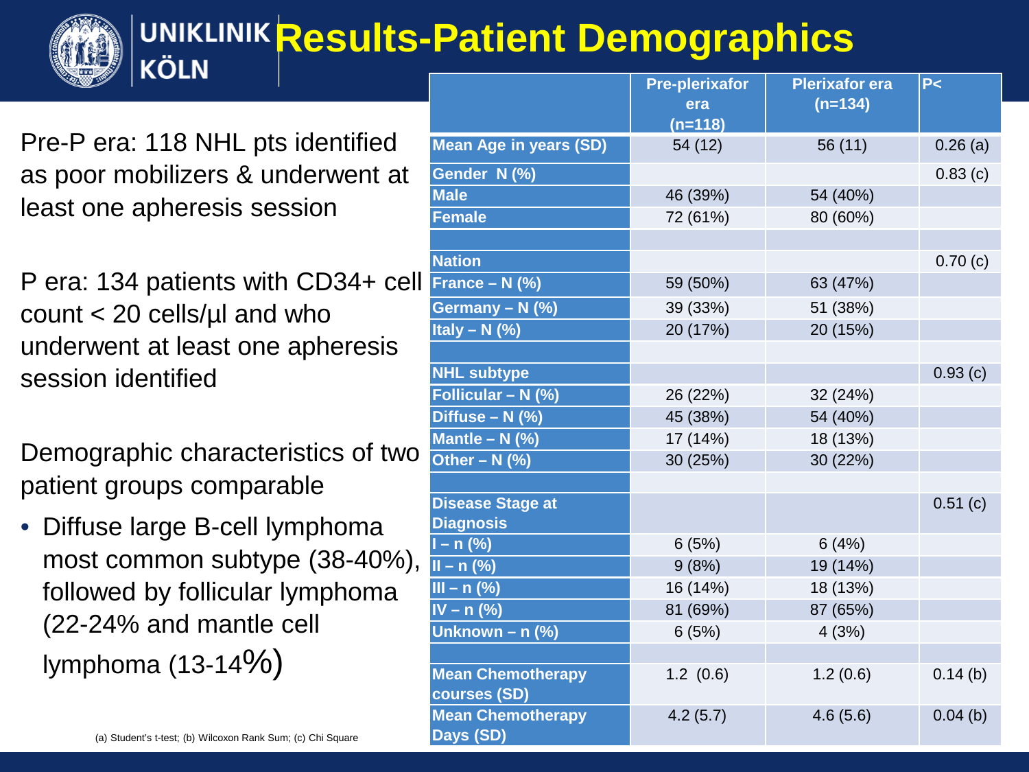# Results-Patient Demographics

Pre-P era: 118 NHL pts identified as poor mobilizers & underwent at least one apheresis session

P era: 134 patients with CD34+ cell count < 20 cells/µl and who underwent at least one apheresis session identified

Demographic characteristics of two patient groups comparable

- Diffuse large B-cell lymphoma most common subtype (38-40%), followed by follicular lymphoma (22-24% and mantle cell lymphoma (13-14%)

| | Pre-plerixafor era (n=118) | Plerixafor era (n=134) | P< |
|---|---|---|---|
| **Mean Age in years (SD)** | 54 (12) | 56 (11) | 0.26 (a) |
| **Gender N (%)** | | | 0.83 (c) |
| **Male** | 46 (39%) | 54 (40%) | |
| **Female** | 72 (61%) | 80 (60%) | |
| | | | |
| **Nation** | | | 0.70 (c) |
| **France – N (%)** | 59 (50%) | 63 (47%) | |
| **Germany – N (%)** | 39 (33%) | 51 (38%) | |
| **Italy – N (%)** | 20 (17%) | 20 (15%) | |
| | | | |
| **NHL subtype** | | | 0.93 (c) |
| **Follicular – N (%)** | 26 (22%) | 32 (24%) | |
| **Diffuse – N (%)** | 45 (38%) | 54 (40%) | |
| **Mantle – N (%)** | 17 (14%) | 18 (13%) | |
| **Other – N (%)** | 30 (25%) | 30 (22%) | |
| | | | |
| **Disease Stage at Diagnosis** | | | 0.51 (c) |
| **I – n (%)** | 6 (5%) | 6 (4%) | |
| **II – n (%)** | 9 (8%) | 19 (14%) | |
| **III – n (%)** | 16 (14%) | 18 (13%) | |
| **IV – n (%)** | 81 (69%) | 87 (65%) | |
| **Unknown – n (%)** | 6 (5%) | 4 (3%) | |
| | | | |
| **Mean Chemotherapy courses (SD)** | 1.2 (0.6) | 1.2 (0.6) | 0.14 (b) |
| **Mean Chemotherapy Days (SD)** | 4.2 (5.7) | 4.6 (5.6) | 0.04 (b) |

(a) Student's t-test; (b) Wilcoxon Rank Sum; (c) Chi Square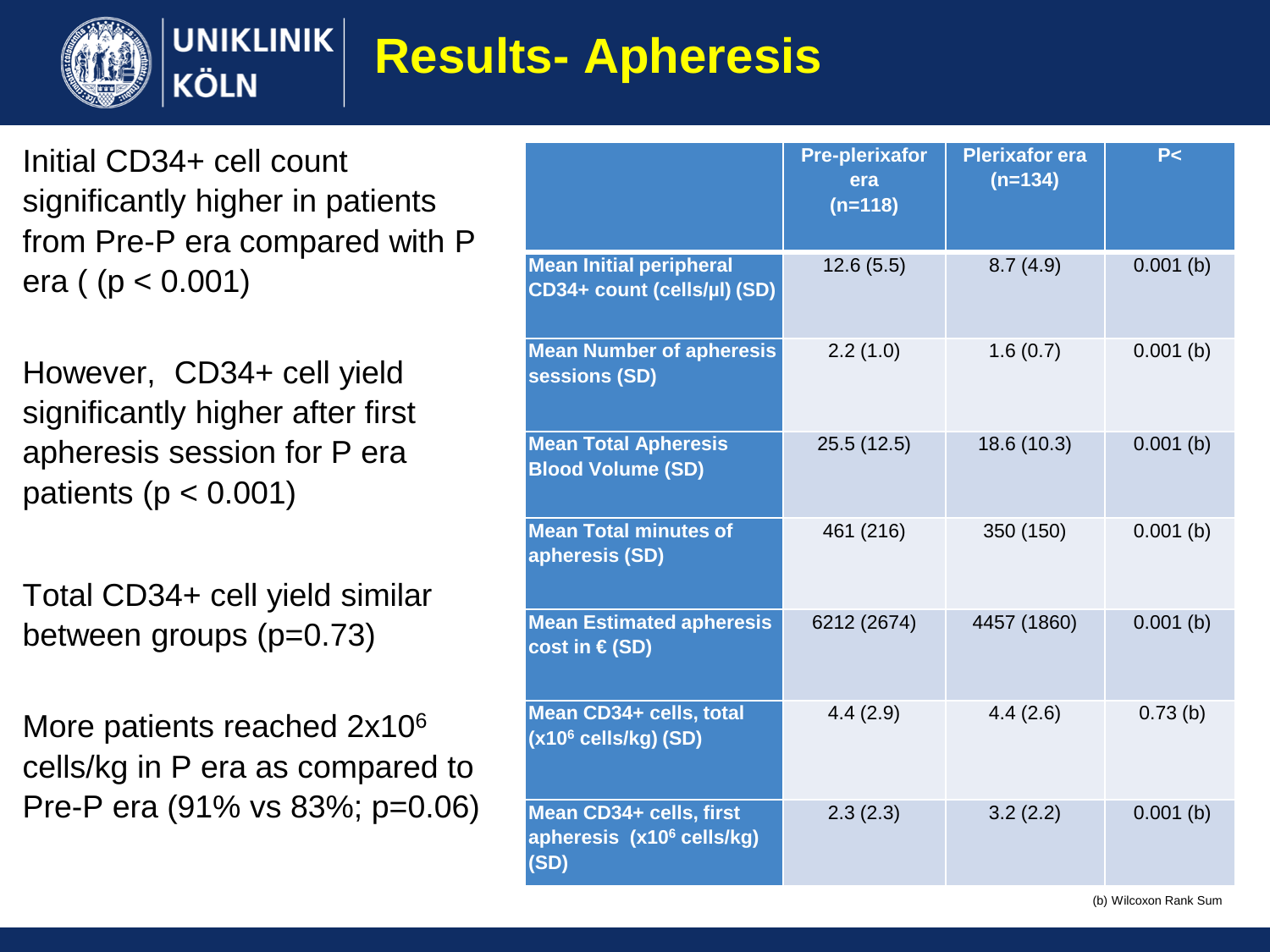# Results- Apheresis

Initial CD34+ cell count significantly higher in patients from Pre-P era compared with P era ( ($p < 0.001$)

However, CD34+ cell yield significantly higher after first apheresis session for P era patients ($p < 0.001$)

Total CD34+ cell yield similar between groups ($p=0.73$)

More patients reached $2 \times 10^6$ cells/kg in P era as compared to Pre-P era (91% vs 83%; $p=0.06$)

| | Pre-plerixafor era (n=118) | Plerixafor era (n=134) | P< |
|---|---|---|---|
| Mean Initial peripheral CD34+ count (cells/µl) (SD) | 12.6 (5.5) | 8.7 (4.9) | 0.001 (b) |
| Mean Number of apheresis sessions (SD) | 2.2 (1.0) | 1.6 (0.7) | 0.001 (b) |
| Mean Total Apheresis Blood Volume (SD) | 25.5 (12.5) | 18.6 (10.3) | 0.001 (b) |
| Mean Total minutes of apheresis (SD) | 461 (216) | 350 (150) | 0.001 (b) |
| Mean Estimated apheresis cost in € (SD) | 6212 (2674) | 4457 (1860) | 0.001 (b) |
| Mean CD34+ cells, total ($\times 10^6$ cells/kg) (SD) | 4.4 (2.9) | 4.4 (2.6) | 0.73 (b) |
| Mean CD34+ cells, first apheresis ($\times 10^6$ cells/kg) (SD) | 2.3 (2.3) | 3.2 (2.2) | 0.001 (b) |

(b) Wilcoxon Rank Sum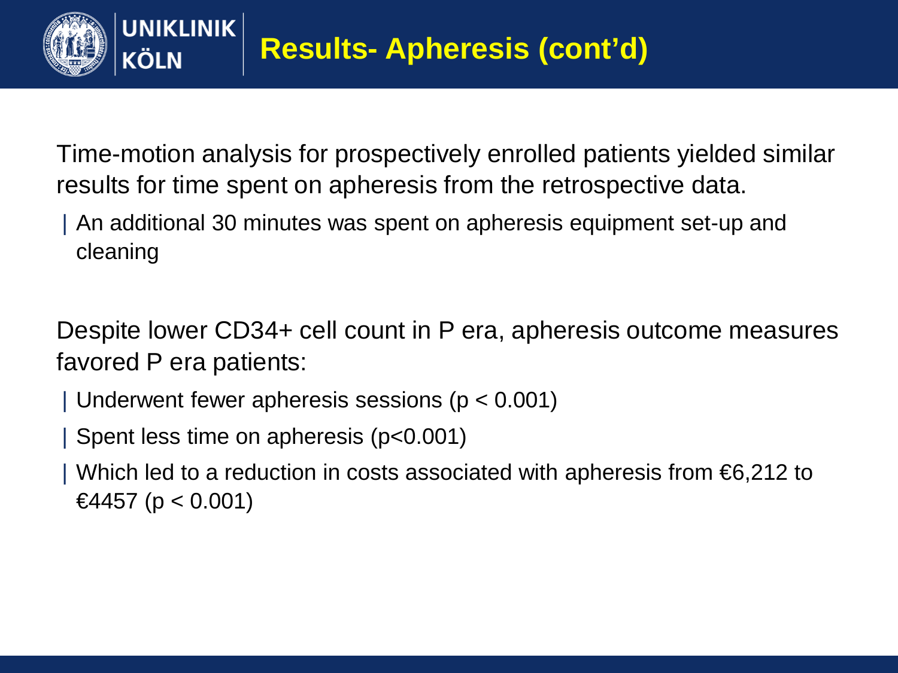# Results- Apheresis (cont'd)

Time-motion analysis for prospectively enrolled patients yielded similar results for time spent on apheresis from the retrospective data.

- An additional 30 minutes was spent on apheresis equipment set-up and cleaning

Despite lower CD34+ cell count in P era, apheresis outcome measures favored P era patients:

- Underwent fewer apheresis sessions ($p < 0.001$)
- Spent less time on apheresis ($p<0.001$)
- Which led to a reduction in costs associated with apheresis from €6,212 to €4457 ($p < 0.001$)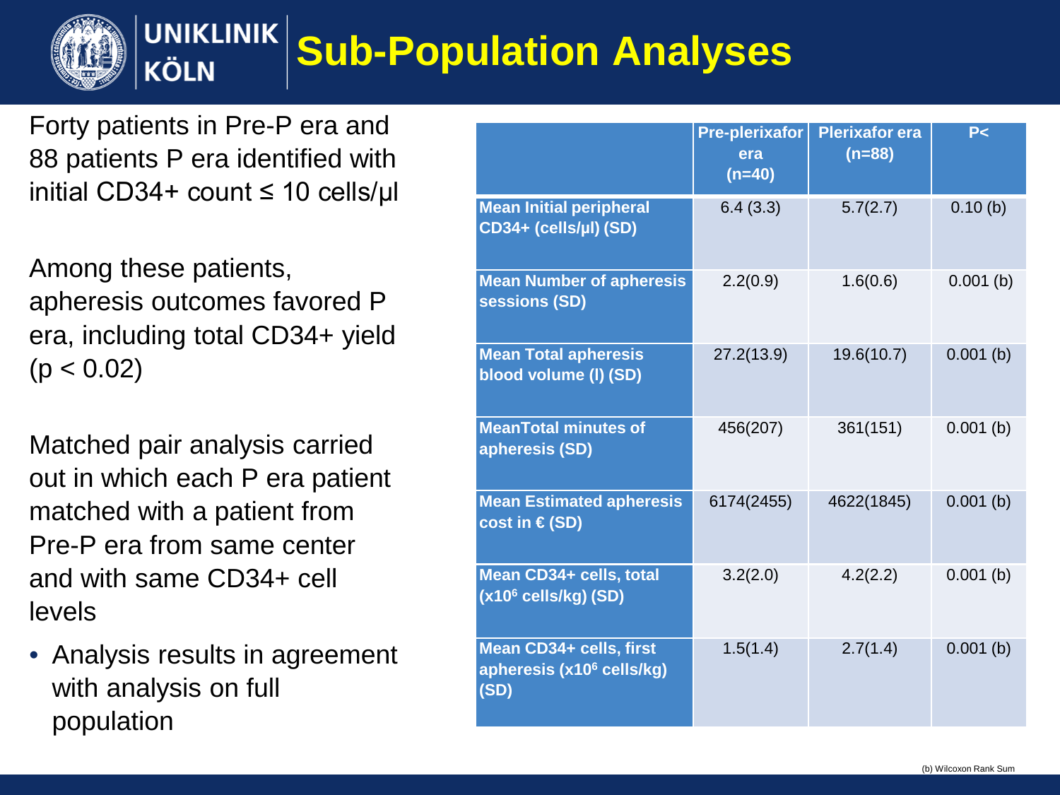# Sub-Population Analyses

Forty patients in Pre-P era and 88 patients P era identified with initial CD34+ count ≤ 10 cells/µl

Among these patients, apheresis outcomes favored P era, including total CD34+ yield ($p < 0.02$)

Matched pair analysis carried out in which each P era patient matched with a patient from Pre-P era from same center and with same CD34+ cell levels

- Analysis results in agreement with full analysis on full population

| | Pre-plerixafor era (n=40) | Plerixafor era (n=88) | P< |
|---|---|---|---|
| Mean Initial peripheral CD34+ (cells/µl) (SD) | 6.4 (3.3) | 5.7(2.7) | 0.10 (b) |
| Mean Number of apheresis sessions (SD) | 2.2(0.9) | 1.6(0.6) | 0.001 (b) |
| Mean Total apheresis blood volume (l) (SD) | 27.2(13.9) | 19.6(10.7) | 0.001 (b) |
| MeanTotal minutes of apheresis (SD) | 456(207) | 361(151) | 0.001 (b) |
| Mean Estimated apheresis cost in € (SD) | 6174(2455) | 4622(1845) | 0.001 (b) |
| Mean CD34+ cells, total ($x10^6$ cells/kg) (SD) | 3.2(2.0) | 4.2(2.2) | 0.001 (b) |
| Mean CD34+ cells, first apheresis ($x10^6$ cells/kg) (SD) | 1.5(1.4) | 2.7(1.4) | 0.001 (b) |

(b) Wilcoxon Rank Sum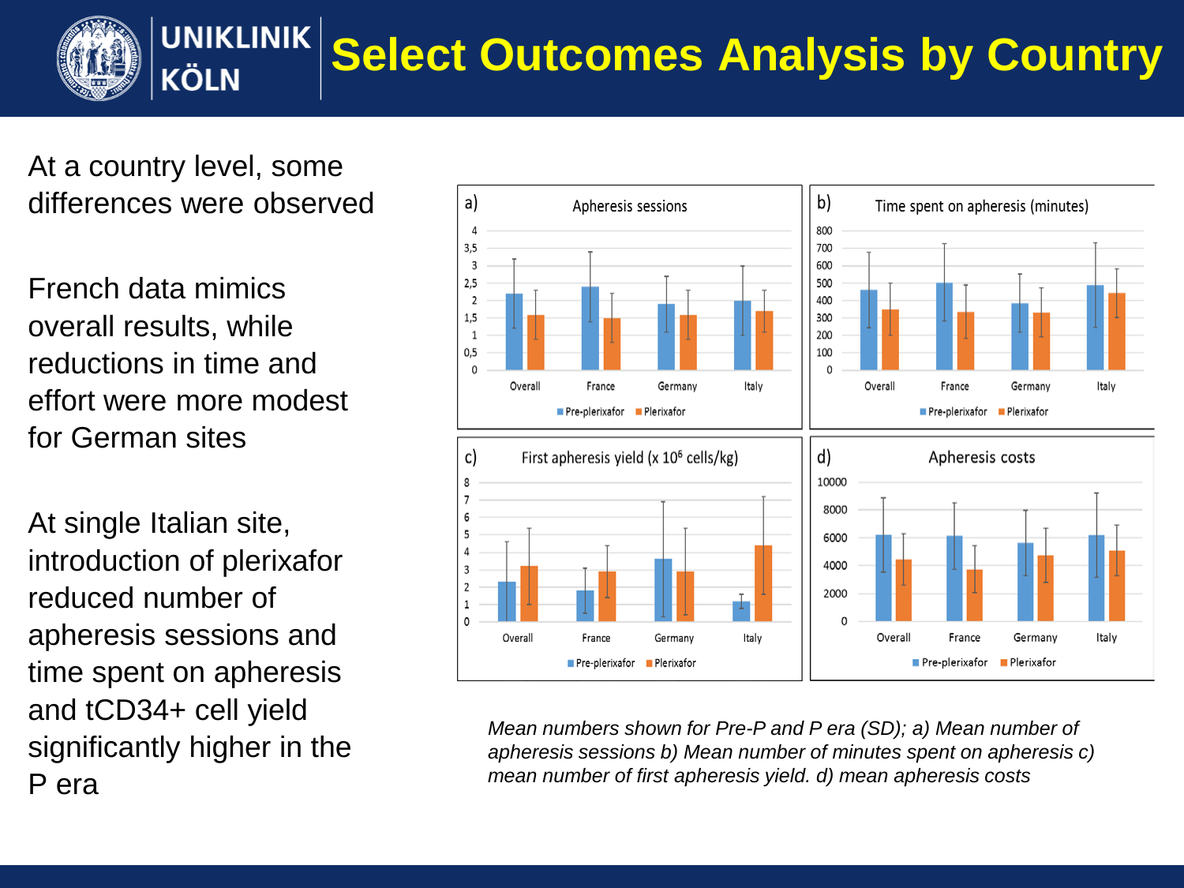# Select Outcomes Analysis by Country

At a country level, some differences were observed

French data mimics overall results, while reductions in time and effort were more modest for German sites

At single Italian site, introduction of plerixafor reduced number of apheresis sessions and time spent on apheresis and tCD34+ cell yield significantly higher in the P era

a) Apheresis sessions

b) Time spent on apheresis (minutes)

c) First apheresis yield (x $10^6$ cells/kg)

d) Apheresis costs

*Mean numbers shown for Pre-P and P era (SD); a) Mean number of apheresis sessions b) Mean number of minutes spent on apheresis c) mean number of first apheresis yield. d) mean apheresis costs*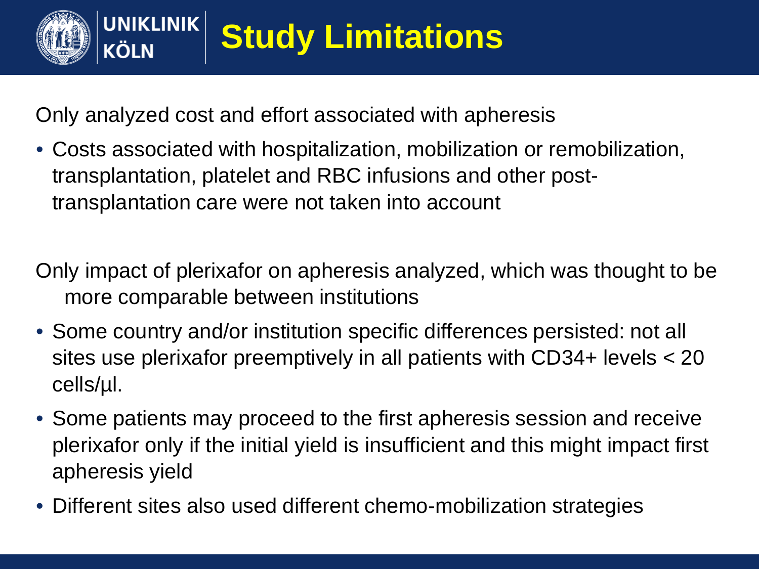# Study Limitations

Only analyzed cost and effort associated with apheresis

- Costs associated with hospitalization, mobilization or remobilization, transplantation, platelet and RBC infusions and other post-transplantation care were not taken into account

Only impact of plerixafor on apheresis analyzed, which was thought to be more comparable between institutions

- Some country and/or institution specific differences persisted: not all sites use plerixafor preemptively in all patients with CD34+ levels < 20 cells/µl.
- Some patients may proceed to the first apheresis session and receive plerixafor only if the initial yield is insufficient and this might impact first apheresis yield
- Different sites also used different chemo-mobilization strategies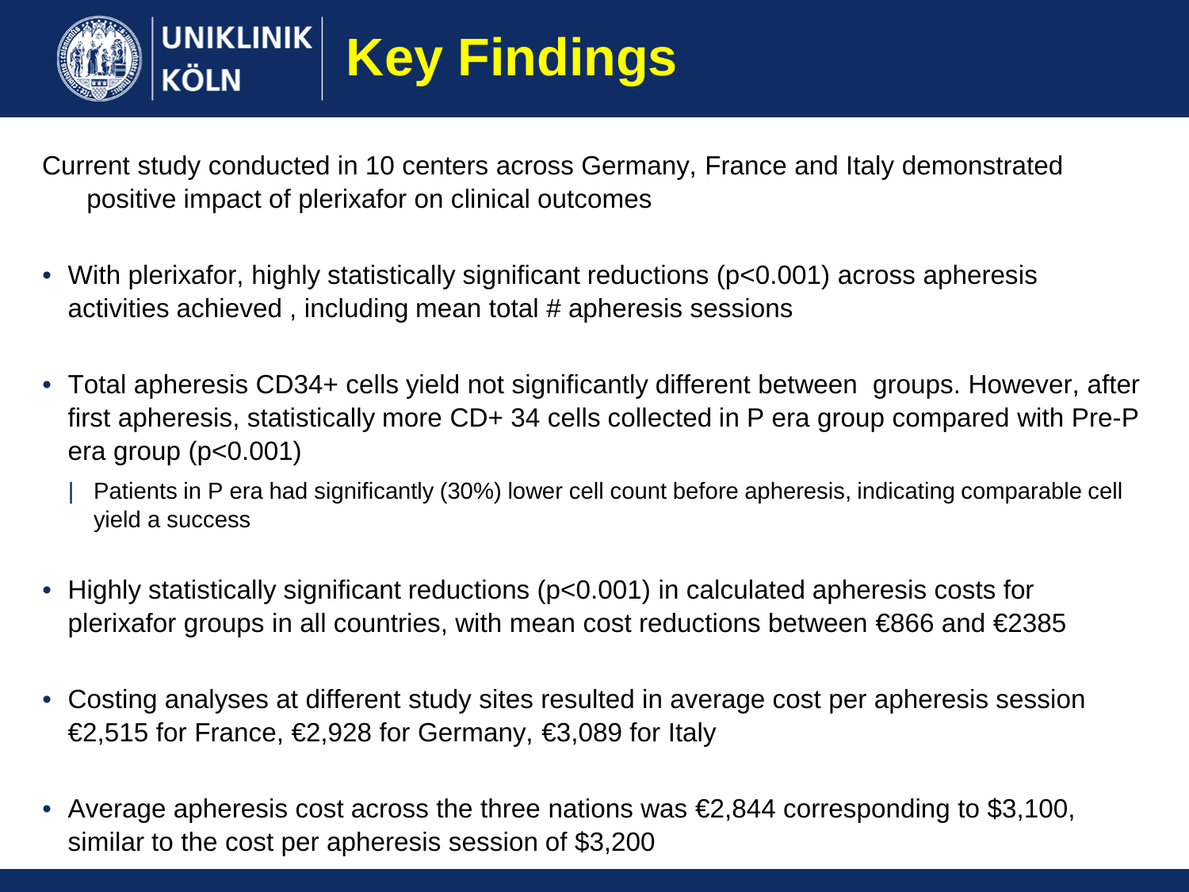# Key Findings

Current study conducted in 10 centers across Germany, France and Italy demonstrated positive impact of plerixafor on clinical outcomes

- With plerixafor, highly statistically significant reductions ($p<0.001$) across apheresis activities achieved , including mean total # apheresis sessions
- Total apheresis CD34+ cells yield not significantly different between groups. However, after first apheresis, statistically more CD+ 34 cells collected in P era group compared with Pre-P era group ($p<0.001$)
  - Patients in P era had significantly (30%) lower cell count before apheresis, indicating comparable cell yield a success
- Highly statistically significant reductions ($p<0.001$) in calculated apheresis costs for plerixafor groups in all countries, with mean cost reductions between €866 and €2385
- Costing analyses at different study sites resulted in average cost per apheresis session €2,515 for France, €2,928 for Germany, €3,089 for Italy
- Average apheresis cost across the three nations was €2,844 corresponding to $3,100, similar to the cost per apheresis session of $3,200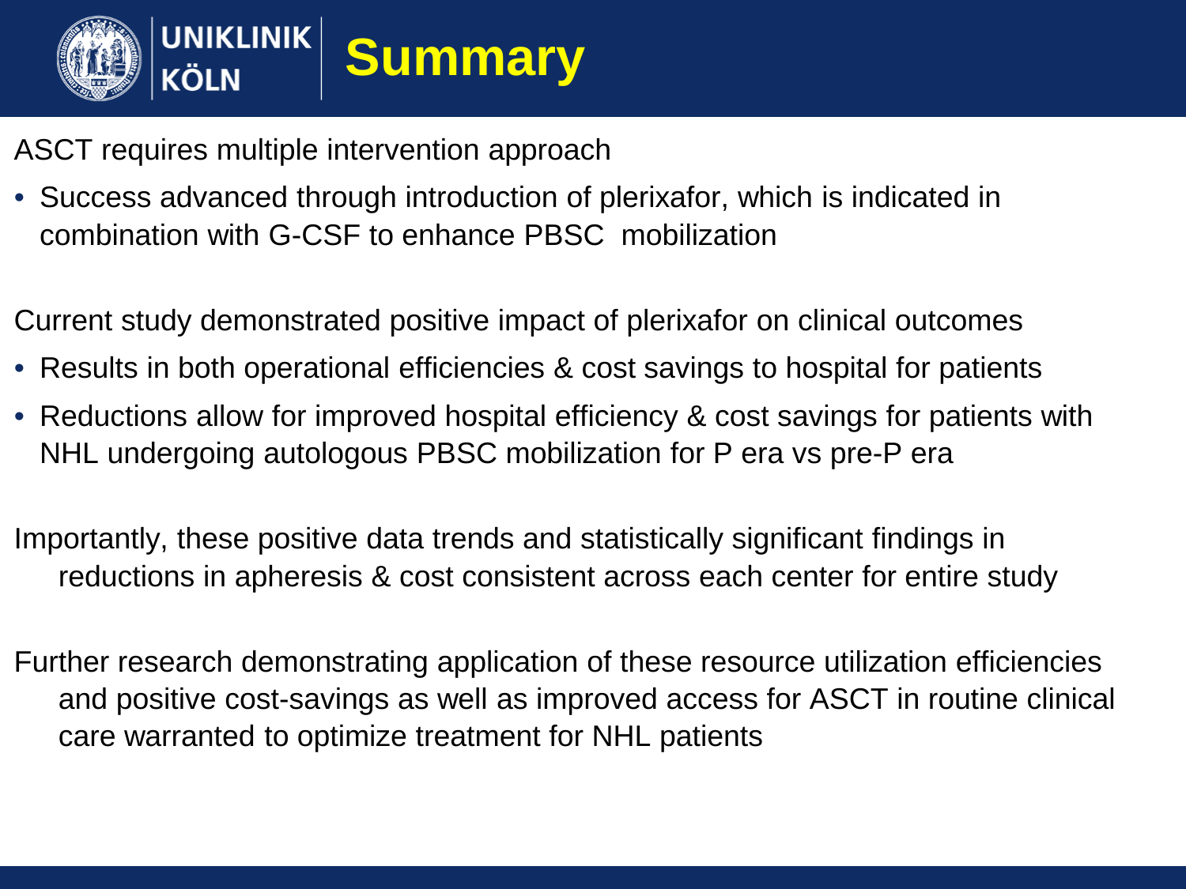# Summary

ASCT requires multiple intervention approach

- Success advanced through introduction of plerixafor, which is indicated in combination with G-CSF to enhance PBSC mobilization

Current study demonstrated positive impact of plerixafor on clinical outcomes

- Results in both operational efficiencies & cost savings to hospital for patients
- Reductions allow for improved hospital efficiency & cost savings for patients with NHL undergoing autologous PBSC mobilization for P era vs pre-P era

Importantly, these positive data trends and statistically significant findings in reductions in apheresis & cost consistent across each center for entire study

Further research demonstrating application of these resource utilization efficiencies and positive cost-savings as well as improved access for ASCT in routine clinical care warranted to optimize treatment for NHL patients